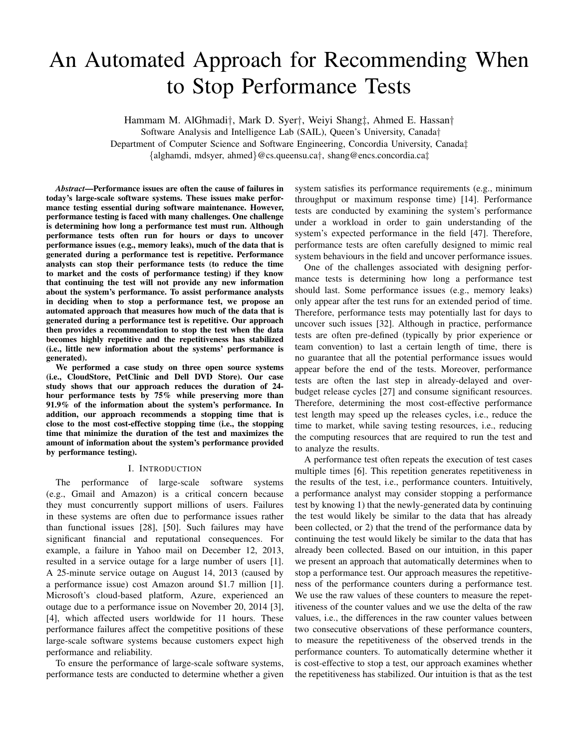# An Automated Approach for Recommending When to Stop Performance Tests

Hammam M. AlGhmadi†, Mark D. Syer†, Weiyi Shang‡, Ahmed E. Hassan†

Software Analysis and Intelligence Lab (SAIL), Queen's University, Canada†

Department of Computer Science and Software Engineering, Concordia University, Canada‡

{alghamdi, mdsyer, ahmed}@cs.queensu.ca†, shang@encs.concordia.ca‡

***Abstract*—Performance issues are often the cause of failures in today's large-scale software systems. These issues make performance testing essential during software maintenance. However, performance testing is faced with many challenges. One challenge is determining how long a performance test must run. Although performance tests often run for hours or days to uncover performance issues (e.g., memory leaks), much of the data that is generated during a performance test is repetitive. Performance analysts can stop their performance tests (to reduce the time to market and the costs of performance testing) if they know that continuing the test will not provide any new information about the system's performance. To assist performance analysts in deciding when to stop a performance test, we propose an automated approach that measures how much of the data that is generated during a performance test is repetitive. Our approach then provides a recommendation to stop the test when the data becomes highly repetitive and the repetitiveness has stabilized (i.e., little new information about the systems' performance is generated).**

**We performed a case study on three open source systems (i.e., CloudStore, PetClinic and Dell DVD Store). Our case study shows that our approach reduces the duration of 24-hour performance tests by 75% while preserving more than 91.9% of the information about the system's performance. In addition, our approach recommends a stopping time that is close to the most cost-effective stopping time (i.e., the stopping time that minimize the duration of the test and maximizes the amount of information about the system's performance provided by performance testing).**

## I. Introduction

The performance of large-scale software systems (e.g., Gmail and Amazon) is a critical concern because they must concurrently support millions of users. Failures in these systems are often due to performance issues rather than functional issues [28], [50]. Such failures may have significant financial and reputational consequences. For example, a failure in Yahoo mail on December 12, 2013, resulted in a service outage for a large number of users [1]. A 25-minute service outage on August 14, 2013 (caused by a performance issue) cost Amazon around $1.7 million [1]. Microsoft's cloud-based platform, Azure, experienced an outage due to a performance issue on November 20, 2014 [3], [4], which affected users worldwide for 11 hours. These performance failures affect the competitive positions of these large-scale software systems because customers expect high performance and reliability.

To ensure the performance of large-scale software systems, performance tests are conducted to determine whether a given system satisfies its performance requirements (e.g., minimum throughput or maximum response time) [14]. Performance tests are conducted by examining the system's performance under a workload in order to gain understanding of the system's expected performance in the field [47]. Therefore, performance tests are often carefully designed to mimic real system behaviours in the field and uncover performance issues.

One of the challenges associated with designing performance tests is determining how long a performance test should last. Some performance issues (e.g., memory leaks) only appear after the test runs for an extended period of time. Therefore, performance tests may potentially last for days to uncover such issues [32]. Although in practice, performance tests are often pre-defined (typically by prior experience or team convention) to last a certain length of time, there is no guarantee that all the potential performance issues would appear before the end of the tests. Moreover, performance tests are often the last step in already-delayed and over-budget release cycles [27] and consume significant resources. Therefore, determining the most cost-effective performance test length may speed up the releases cycles, i.e., reduce the time to market, while saving testing resources, i.e., reducing the computing resources that are required to run the test and to analyze the results.

A performance test often repeats the execution of test cases multiple times [6]. This repetition generates repetitiveness in the results of the test, i.e., performance counters. Intuitively, a performance analyst may consider stopping a performance test by knowing 1) that the newly-generated data by continuing the test would likely be similar to the data that has already been collected, or 2) that the trend of the performance data by continuing the test would likely be similar to the data that has already been collected. Based on our intuition, in this paper we present an approach that automatically determines when to stop a performance test. Our approach measures the repetitiveness of the performance counters during a performance test. We use the raw values of these counters to measure the repetitiveness of the counter values and we use the delta of the raw values, i.e., the differences in the raw counter values between two consecutive observations of these performance counters, to measure the repetitiveness of the observed trends in the performance counters. To automatically determine whether it is cost-effective to stop a test, our approach examines whether the repetitiveness has stabilized. Our intuition is that as the test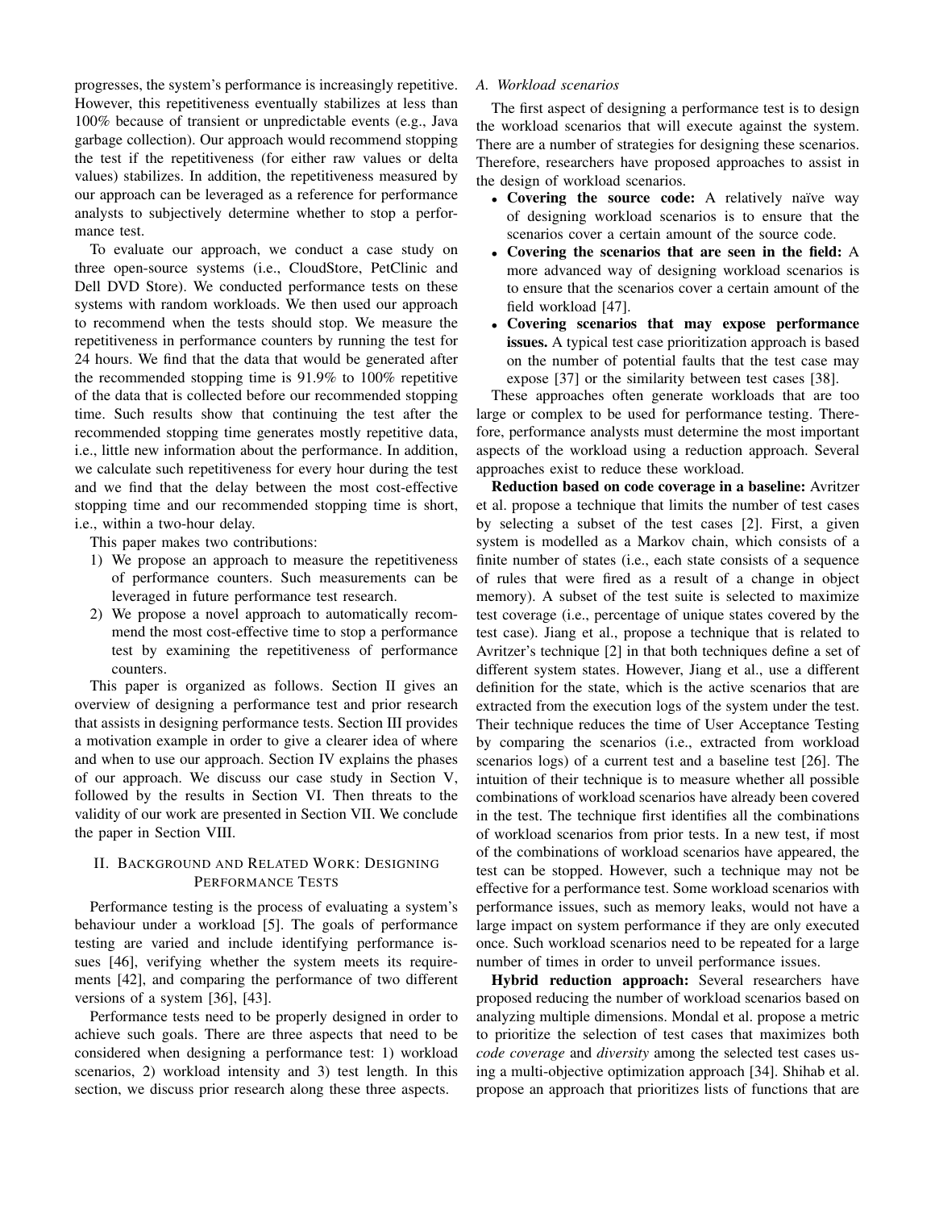progresses, the system's performance is increasingly repetitive. However, this repetitiveness eventually stabilizes at less than 100% because of transient or unpredictable events (e.g., Java garbage collection). Our approach would recommend stopping the test if the repetitiveness (for either raw values or delta values) stabilizes. In addition, the repetitiveness measured by our approach can be leveraged as a reference for performance analysts to subjectively determine whether to stop a performance test.

To evaluate our approach, we conduct a case study on three open-source systems (i.e., CloudStore, PetClinic and Dell DVD Store). We conducted performance tests on these systems with random workloads. We then used our approach to recommend when the tests should stop. We measure the repetitiveness in performance counters by running the test for 24 hours. We find that the data that would be generated after the recommended stopping time is 91.9% to 100% repetitive of the data that is collected before our recommended stopping time. Such results show that continuing the test after the recommended stopping time generates mostly repetitive data, i.e., little new information about the performance. In addition, we calculate such repetitiveness for every hour during the test and we find that the delay between the most cost-effective stopping time and our recommended stopping time is short, i.e., within a two-hour delay.

This paper makes two contributions:

1) We propose an approach to measure the repetitiveness of performance counters. Such measurements can be leveraged in future performance test research.
2) We propose a novel approach to automatically recommend the most cost-effective time to stop a performance test by examining the repetitiveness of performance counters.

This paper is organized as follows. Section II gives an overview of designing a performance test and prior research that assists in designing performance tests. Section III provides a motivation example in order to give a clearer idea of where and when to use our approach. Section IV explains the phases of our approach. We discuss our case study in Section V, followed by the results in Section VI. Then threats to the validity of our work are presented in Section VII. We conclude the paper in Section VIII.

## II. Background and Related Work: Designing Performance Tests

Performance testing is the process of evaluating a system's behaviour under a workload [5]. The goals of performance testing are varied and include identifying performance issues [46], verifying whether the system meets its requirements [42], and comparing the performance of two different versions of a system [36], [43].

Performance tests need to be properly designed in order to achieve such goals. There are three aspects that need to be considered when designing a performance test: 1) workload scenarios, 2) workload intensity and 3) test length. In this section, we discuss prior research along these three aspects.

### A. Workload scenarios

The first aspect of designing a performance test is to design the workload scenarios that will execute against the system. There are a number of strategies for designing these scenarios. Therefore, researchers have proposed approaches to assist in the design of workload scenarios.

- **Covering the source code:** A relatively naïve way of designing workload scenarios is to ensure that the scenarios cover a certain amount of the source code.
- **Covering the scenarios that are seen in the field:** A more advanced way of designing workload scenarios is to ensure that the scenarios cover a certain amount of the field workload [47].
- **Covering scenarios that may expose performance issues.** A typical test case prioritization approach is based on the number of potential faults that the test case may expose [37] or the similarity between test cases [38].

These approaches often generate workloads that are too large or complex to be used for performance testing. Therefore, performance analysts must determine the most important aspects of the workload using a reduction approach. Several approaches exist to reduce these workload.

**Reduction based on code coverage in a baseline:** Avritzer et al. propose a technique that limits the number of test cases by selecting a subset of the test cases [2]. First, a given system is modelled as a Markov chain, which consists of a finite number of states (i.e., each state consists of a sequence of rules that were fired as a result of a change in object memory). A subset of the test suite is selected to maximize test coverage (i.e., percentage of unique states covered by the test case). Jiang et al., propose a technique that is related to Avritzer's technique [2] in that both techniques define a set of different system states. However, Jiang et al., use a different definition for the state, which is the active scenarios that are extracted from the execution logs of the system under the test. Their technique reduces the time of User Acceptance Testing by comparing the scenarios (i.e., extracted from workload scenarios logs) of a current test and a baseline test [26]. The intuition of their technique is to measure whether all possible combinations of workload scenarios have already been covered in the test. The technique first identifies all the combinations of workload scenarios from prior tests. In a new test, if most of the combinations of workload scenarios have appeared, the test can be stopped. However, such a technique may not be effective for a performance test. Some workload scenarios with performance issues, such as memory leaks, would not have a large impact on system performance if they are only executed once. Such workload scenarios need to be repeated for a large number of times in order to unveil performance issues.

**Hybrid reduction approach:** Several researchers have proposed reducing the number of workload scenarios based on analyzing multiple dimensions. Mondal et al. propose a metric to prioritize the selection of test cases that maximizes both *code coverage* and *diversity* among the selected test cases using a multi-objective optimization approach [34]. Shihab et al. propose an approach that prioritizes lists of functions that are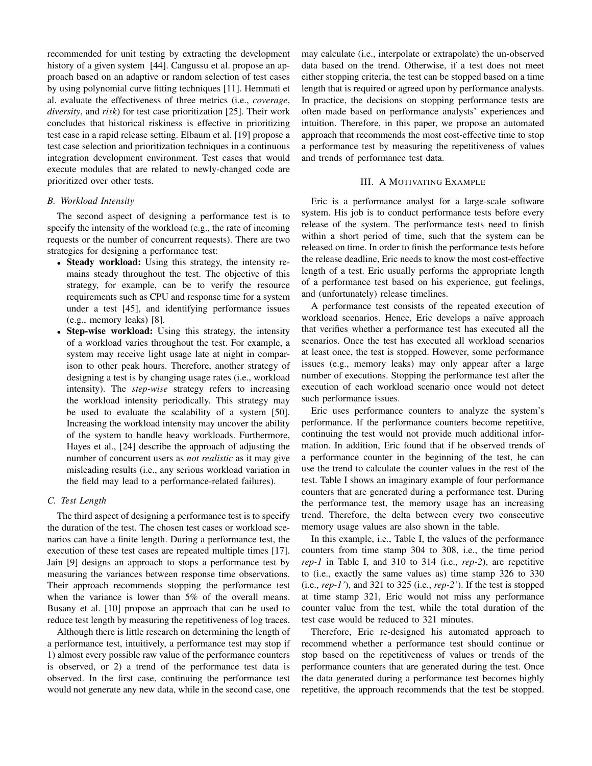recommended for unit testing by extracting the development history of a given system [44]. Cangussu et al. propose an approach based on an adaptive or random selection of test cases by using polynomial curve fitting techniques [11]. Hemmati et al. evaluate the effectiveness of three metrics (i.e., *coverage*, *diversity*, and *risk*) for test case prioritization [25]. Their work concludes that historical riskiness is effective in prioritizing test case in a rapid release setting. Elbaum et al. [19] propose a test case selection and prioritization techniques in a continuous integration development environment. Test cases that would execute modules that are related to newly-changed code are prioritized over other tests.

### B. Workload Intensity

The second aspect of designing a performance test is to specify the intensity of the workload (e.g., the rate of incoming requests or the number of concurrent requests). There are two strategies for designing a performance test:

- **Steady workload:** Using this strategy, the intensity remains steady throughout the test. The objective of this strategy, for example, can be to verify the resource requirements such as CPU and response time for a system under a test [45], and identifying performance issues (e.g., memory leaks) [8].
- **Step-wise workload:** Using this strategy, the intensity of a workload varies throughout the test. For example, a system may receive light usage late at night in comparison to other peak hours. Therefore, another strategy of designing a test is by changing usage rates (i.e., workload intensity). The *step-wise* strategy refers to increasing the workload intensity periodically. This strategy may be used to evaluate the scalability of a system [50]. Increasing the workload intensity may uncover the ability of the system to handle heavy workloads. Furthermore, Hayes et al., [24] describe the approach of adjusting the number of concurrent users as *not realistic* as it may give misleading results (i.e., any serious workload variation in the field may lead to a performance-related failures).

### C. Test Length

The third aspect of designing a performance test is to specify the duration of the test. The chosen test cases or workload scenarios can have a finite length. During a performance test, the execution of these test cases are repeated multiple times [17]. Jain [9] designs an approach to stops a performance test by measuring the variances between response time observations. Their approach recommends stopping the performance test when the variance is lower than 5% of the overall means. Busany et al. [10] propose an approach that can be used to reduce test length by measuring the repetitiveness of log traces.

Although there is little research on determining the length of a performance test, intuitively, a performance test may stop if 1) almost every possible raw value of the performance counters is observed, or 2) a trend of the performance test data is observed. In the first case, continuing the performance test would not generate any new data, while in the second case, one may calculate (i.e., interpolate or extrapolate) the un-observed data based on the trend. Otherwise, if a test does not meet either stopping criteria, the test can be stopped based on a time length that is required or agreed upon by performance analysts. In practice, the decisions on stopping performance tests are often made based on performance analysts' experiences and intuition. Therefore, in this paper, we propose an automated approach that recommends the most cost-effective time to stop a performance test by measuring the repetitiveness of values and trends of performance test data.

## III. A Motivating Example

Eric is a performance analyst for a large-scale software system. His job is to conduct performance tests before every release of the system. The performance tests need to finish within a short period of time, such that the system can be released on time. In order to finish the performance tests before the release deadline, Eric needs to know the most cost-effective length of a test. Eric usually performs the appropriate length of a performance test based on his experience, gut feelings, and (unfortunately) release timelines.

A performance test consists of the repeated execution of workload scenarios. Hence, Eric develops a naïve approach that verifies whether a performance test has executed all the scenarios. Once the test has executed all workload scenarios at least once, the test is stopped. However, some performance issues (e.g., memory leaks) may only appear after a large number of executions. Stopping the performance test after the execution of each workload scenario once would not detect such performance issues.

Eric uses performance counters to analyze the system's performance. If the performance counters become repetitive, continuing the test would not provide much additional information. In addition, Eric found that if he observed trends of a performance counter in the beginning of the test, he can use the trend to calculate the counter values in the rest of the test. Table I shows an imaginary example of four performance counters that are generated during a performance test. During the performance test, the memory usage has an increasing trend. Therefore, the delta between every two consecutive memory usage values are also shown in the table.

In this example, i.e., Table I, the values of the performance counters from time stamp 304 to 308, i.e., the time period *rep-1* in Table I, and 310 to 314 (i.e., *rep-2*), are repetitive to (i.e., exactly the same values as) time stamp 326 to 330 (i.e., *rep-1'*), and 321 to 325 (i.e., *rep-2'*). If the test is stopped at time stamp 321, Eric would not miss any performance counter value from the test, while the total duration of the test case would be reduced to 321 minutes.

Therefore, Eric re-designed his automated approach to recommend whether a performance test should continue or stop based on the repetitiveness of values or trends of the performance counters that are generated during the test. Once the data generated during a performance test becomes highly repetitive, the approach recommends that the test be stopped.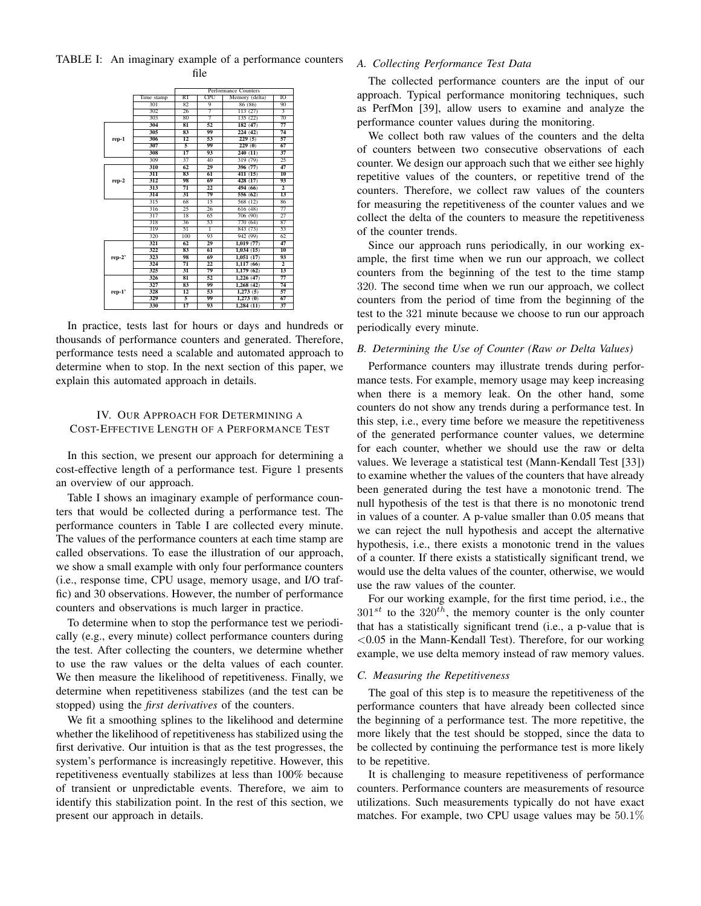TABLE I: An imaginary example of a performance counters file

| | Time stamp | Performance Counters | | | |
|---|---|---|---|---|---|
| | | RT | CPU | Memory (delta) | IO |
| | 301 | 82 | 9 | 86 (86) | 90 |
| | 302 | 26 | 7 | 113 (27) | 3 |
| | 303 | 80 | 7 | 135 (22) | 70 |
| rep-1 | **304** | **81** | **52** | **182 (47)** | **77** |
| rep-1 | **305** | **83** | **99** | **224 (42)** | **74** |
| rep-1 | **306** | **12** | **53** | **229 (5)** | **57** |
| rep-1 | **307** | **5** | **99** | **229 (0)** | **67** |
| rep-1 | **308** | **17** | **93** | **240 (11)** | **37** |
| | 309 | 37 | 40 | 319 (79) | 25 |
| rep-2 | **310** | **62** | **29** | **396 (77)** | **47** |
| rep-2 | **311** | **83** | **61** | **411 (15)** | **10** |
| rep-2 | **312** | **98** | **69** | **428 (17)** | **93** |
| rep-2 | **313** | **71** | **22** | **494 (66)** | **2** |
| rep-2 | **314** | **31** | **79** | **556 (62)** | **13** |
| | 315 | 68 | 15 | 568 (12) | 86 |
| | 316 | 25 | 26 | 616 (48) | 77 |
| | 317 | 18 | 65 | 706 (90) | 27 |
| | 318 | 36 | 53 | 770 (64) | 87 |
| | 319 | 51 | 1 | 843 (73) | 53 |
| | 320 | 100 | 93 | 942 (99) | 62 |
| rep-2' | **321** | **62** | **29** | **1,019 (77)** | **47** |
| rep-2' | **322** | **83** | **61** | **1,034 (15)** | **10** |
| rep-2' | **323** | **98** | **69** | **1,051 (17)** | **93** |
| rep-2' | **324** | **71** | **22** | **1,117 (66)** | **2** |
| rep-2' | **325** | **31** | **79** | **1,179 (62)** | **13** |
| rep-1' | **326** | **81** | **52** | **1,226 (47)** | **77** |
| rep-1' | **327** | **83** | **99** | **1,268 (42)** | **74** |
| rep-1' | **328** | **12** | **53** | **1,273 (5)** | **57** |
| rep-1' | **329** | **5** | **99** | **1,273 (0)** | **67** |
| rep-1' | **330** | **17** | **93** | **1,284 (11)** | **37** |

In practice, tests last for hours or days and hundreds or thousands of performance counters and generated. Therefore, performance tests need a scalable and automated approach to determine when to stop. In the next section of this paper, we explain this automated approach in details.

## IV. Our Approach for Determining a Cost-Effective Length of a Performance Test

In this section, we present our approach for determining a cost-effective length of a performance test. Figure 1 presents an overview of our approach.

Table I shows an imaginary example of performance counters that would be collected during a performance test. The performance counters in Table I are collected every minute. The values of the performance counters at each time stamp are called observations. To ease the illustration of our approach, we show a small example with only four performance counters (i.e., response time, CPU usage, memory usage, and I/O traffic) and 30 observations. However, the number of performance counters and observations is much larger in practice.

To determine when to stop the performance test we periodically (e.g., every minute) collect performance counters during the test. After collecting the counters, we determine whether to use the raw values or the delta values of each counter. We then measure the likelihood of repetitiveness. Finally, we determine when repetitiveness stabilizes (and the test can be stopped) using the *first derivatives* of the counters.

We fit a smoothing splines to the likelihood and determine whether the likelihood of repetitiveness has stabilized using the first derivative. Our intuition is that as the test progresses, the system's performance is increasingly repetitive. However, this repetitiveness eventually stabilizes at less than 100% because of transient or unpredictable events. Therefore, we aim to identify this stabilization point. In the rest of this section, we present our approach in details.

### A. Collecting Performance Test Data

The collected performance counters are the input of our approach. Typical performance monitoring techniques, such as PerfMon [39], allow users to examine and analyze the performance counter values during the monitoring.

We collect both raw values of the counters and the delta of counters between two consecutive observations of each counter. We design our approach such that we either see highly repetitive values of the counters, or repetitive trend of the counters. Therefore, we collect raw values of the counters for measuring the repetitiveness of the counter values and we collect the delta of the counters to measure the repetitiveness of the counter trends.

Since our approach runs periodically, in our working example, the first time when we run our approach, we collect counters from the beginning of the test to the time stamp 320. The second time when we run our approach, we collect counters from the period of time from the beginning of the test to the 321 minute because we choose to run our approach periodically every minute.

### B. Determining the Use of Counter (Raw or Delta Values)

Performance counters may illustrate trends during performance tests. For example, memory usage may keep increasing when there is a memory leak. On the other hand, some counters do not show any trends during a performance test. In this step, i.e., every time before we measure the repetitiveness of the generated performance counter values, we determine for each counter, whether we should use the raw or delta values. We leverage a statistical test (Mann-Kendall Test [33]) to examine whether the values of the counters that have already been generated during the test have a monotonic trend. The null hypothesis of the test is that there is no monotonic trend in values of a counter. A p-value smaller than 0.05 means that we can reject the null hypothesis and accept the alternative hypothesis, i.e., there exists a monotonic trend in the values of a counter. If there exists a statistically significant trend, we would use the delta values of the counter, otherwise, we would use the raw values of the counter.

For our working example, for the first time period, i.e., the $301^{st}$ to the $320^{th}$, the memory counter is the only counter that has a statistically significant trend (i.e., a p-value that is $<0.05$ in the Mann-Kendall Test). Therefore, for our working example, we use delta memory instead of raw memory values.

### C. Measuring the Repetitiveness

The goal of this step is to measure the repetitiveness of the performance counters that have already been collected since the beginning of a performance test. The more repetitive, the more likely that the test should be stopped, since the data to be collected by continuing the performance test is more likely to be repetitive.

It is challenging to measure repetitiveness of performance counters. Performance counters are measurements of resource utilizations. Such measurements typically do not have exact matches. For example, two CPU usage values may be 50.1%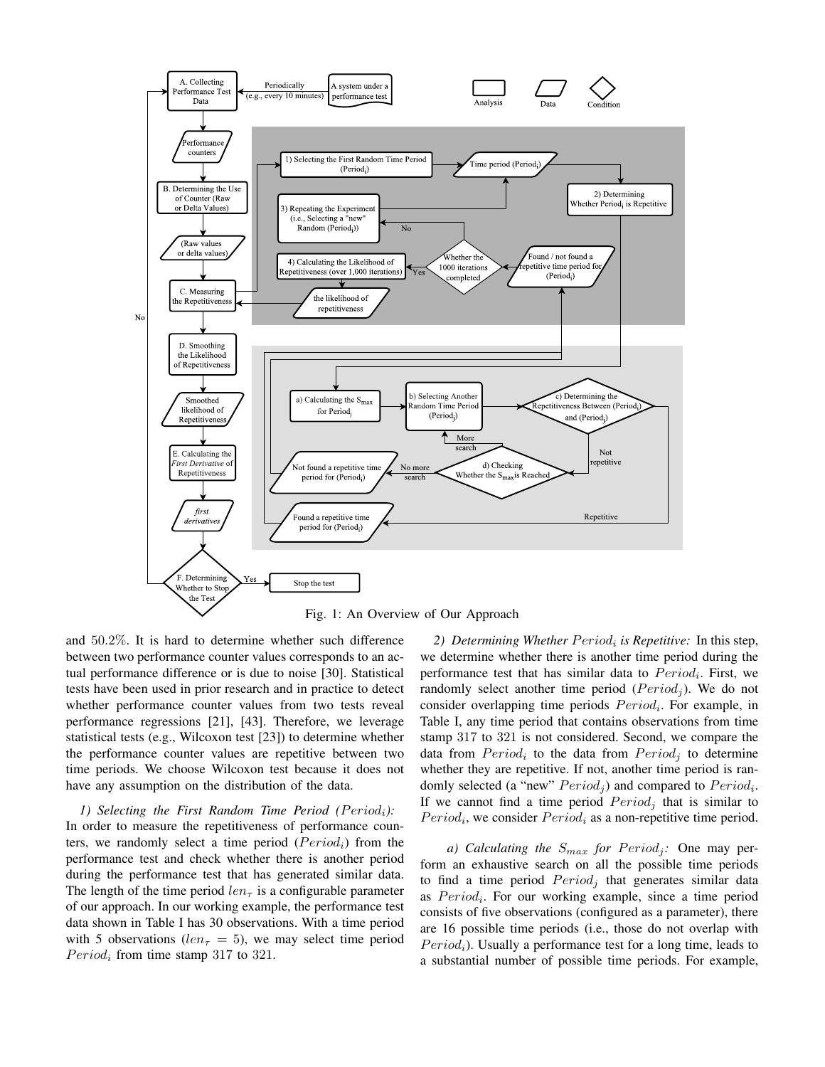Fig. 1: An Overview of Our Approach

and 50.2%. It is hard to determine whether such difference between two performance counter values corresponds to an actual performance difference or is due to noise [30]. Statistical tests have been used in prior research and in practice to detect whether performance counter values from two tests reveal performance regressions [21], [43]. Therefore, we leverage statistical tests (e.g., Wilcoxon test [23]) to determine whether the performance counter values are repetitive between two time periods. We choose Wilcoxon test because it does not have any assumption on the distribution of the data.

*1) Selecting the First Random Time Period ($Period_i$):* In order to measure the repetitiveness of performance counters, we randomly select a time period ($Period_i$) from the performance test and check whether there is another period during the performance test that has generated similar data. The length of the time period $len_\tau$ is a configurable parameter of our approach. In our working example, the performance test data shown in Table I has 30 observations. With a time period with 5 observations ($len_\tau = 5$), we may select time period $Period_i$ from time stamp 317 to 321.

*2) Determining Whether $Period_i$ is Repetitive:* In this step, we determine whether there is another time period during the performance test that has similar data to $Period_i$. First, we randomly select another time period ($Period_j$). We do not consider overlapping time periods $Period_i$. For example, in Table I, any time period that contains observations from time stamp 317 to 321 is not considered. Second, we compare the data from $Period_i$ to the data from $Period_j$ to determine whether they are repetitive. If not, another time period is randomly selected (a "new" $Period_j$) and compared to $Period_i$. If we cannot find a time period $Period_j$ that is similar to $Period_i$, we consider $Period_i$ as a non-repetitive time period.

*a) Calculating the $S_{max}$ for $Period_j$:* One may perform an exhaustive search on all the possible time periods to find a time period $Period_j$ that generates similar data as $Period_i$. For our working example, since a time period consists of five observations (configured as a parameter), there are 16 possible time periods (i.e., those do not overlap with $Period_i$). Usually a performance test for a long time, leads to a substantial number of possible time periods. For example,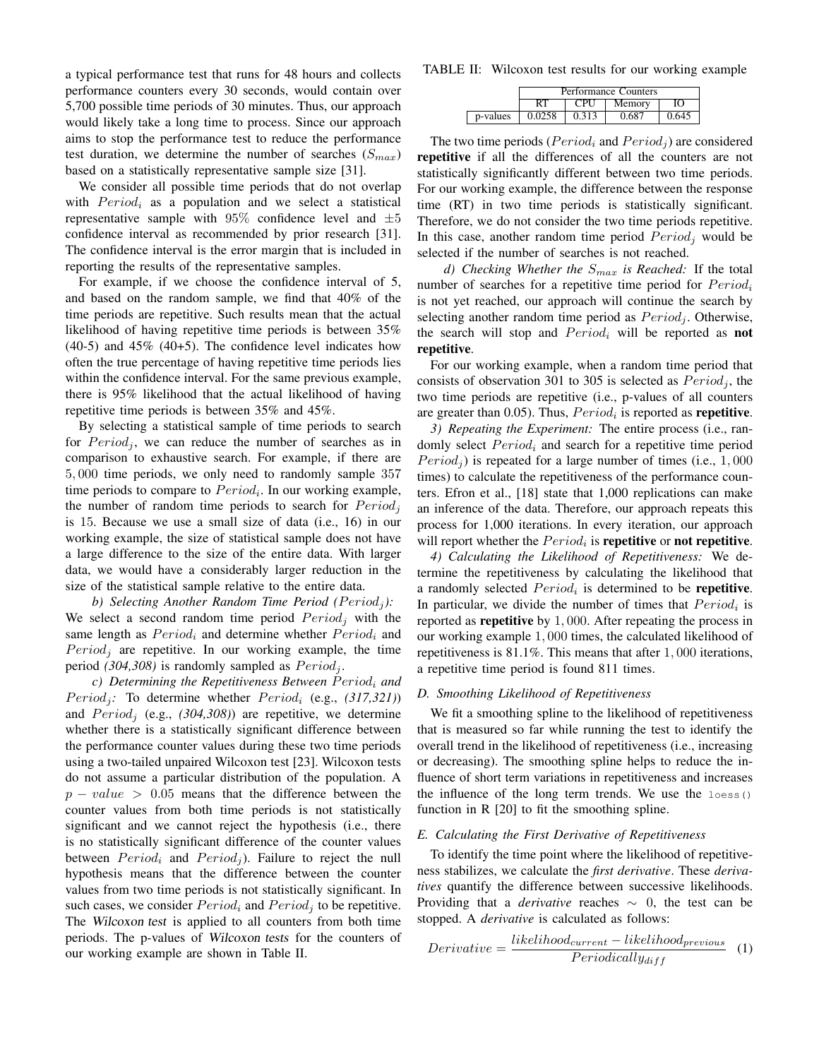a typical performance test that runs for 48 hours and collects performance counters every 30 seconds, would contain over 5,700 possible time periods of 30 minutes. Thus, our approach would likely take a long time to process. Since our approach aims to stop the performance test to reduce the performance test duration, we determine the number of searches ($S_{max}$) based on a statistically representative sample size [31].

We consider all possible time periods that do not overlap with $Period_i$ as a population and we select a statistical representative sample with $95\%$ confidence level and $\pm 5$ confidence interval as recommended by prior research [31]. The confidence interval is the error margin that is included in reporting the results of the representative samples.

For example, if we choose the confidence interval of 5, and based on the random sample, we find that 40% of the time periods are repetitive. Such results mean that the actual likelihood of having repetitive time periods is between 35% (40-5) and 45% (40+5). The confidence level indicates how often the true percentage of having repetitive time periods lies within the confidence interval. For the same previous example, there is 95% likelihood that the actual likelihood of having repetitive time periods is between 35% and 45%.

By selecting a statistical sample of time periods to search for $Period_j$, we can reduce the number of searches as in comparison to exhaustive search. For example, if there are $5,000$ time periods, we only need to randomly sample $357$ time periods to compare to $Period_i$. In our working example, the number of random time periods to search for $Period_j$ is 15. Because we use a small size of data (i.e., 16) in our working example, the size of statistical sample does not have a large difference to the size of the entire data. With larger data, we would have a considerably larger reduction in the size of the statistical sample relative to the entire data.

*b) Selecting Another Random Time Period ($Period_j$):* We select a second random time period $Period_j$ with the same length as $Period_i$ and determine whether $Period_i$ and $Period_j$ are repetitive. In our working example, the time period *(304,308)* is randomly sampled as $Period_j$.

*c) Determining the Repetitiveness Between $Period_i$ and $Period_j$:* To determine whether $Period_i$ (e.g., *(317,321)*) and $Period_j$ (e.g., *(304,308)*) are repetitive, we determine whether there is a statistically significant difference between the performance counter values during these two time periods using a two-tailed unpaired Wilcoxon test [23]. Wilcoxon tests do not assume a particular distribution of the population. A $p - value > 0.05$ means that the difference between the counter values from both time periods is not statistically significant and we cannot reject the hypothesis (i.e., there is no statistically significant difference of the counter values between $Period_i$ and $Period_j$). Failure to reject the null hypothesis means that the difference between the counter values from two time periods is not statistically significant. In such cases, we consider $Period_i$ and $Period_j$ to be repetitive. The *Wilcoxon test* is applied to all counters from both time periods. The p-values of *Wilcoxon tests* for the counters of our working example are shown in Table II.

TABLE II: Wilcoxon test results for our working example

| | Performance Counters | | | |
|---|---|---|---|---|
| | RT | CPU | Memory | IO |
| p-values | 0.0258 | 0.313 | 0.687 | 0.645 |

The two time periods ($Period_i$ and $Period_j$) are considered **repetitive** if all the differences of all the counters are not statistically significantly different between two time periods. For our working example, the difference between the response time (RT) in two time periods is statistically significant. Therefore, we do not consider the two time periods repetitive. In this case, another random time period $Period_j$ would be selected if the number of searches is not reached.

*d) Checking Whether the $S_{max}$ is Reached:* If the total number of searches for a repetitive time period for $Period_i$ is not yet reached, our approach will continue the search by selecting another random time period as $Period_j$. Otherwise, the search will stop and $Period_i$ will be reported as **not repetitive**.

For our working example, when a random time period that consists of observation 301 to 305 is selected as $Period_j$, the two time periods are repetitive (i.e., p-values of all counters are greater than 0.05). Thus, $Period_i$ is reported as **repetitive**.

*3) Repeating the Experiment:* The entire process (i.e., randomly select $Period_i$ and search for a repetitive time period $Period_j$) is repeated for a large number of times (i.e., $1,000$ times) to calculate the repetitiveness of the performance counters. Efron et al., [18] state that 1,000 replications can make an inference of the data. Therefore, our approach repeats this process for 1,000 iterations. In every iteration, our approach will report whether the $Period_i$ is **repetitive** or **not repetitive**.

*4) Calculating the Likelihood of Repetitiveness:* We determine the repetitiveness by calculating the likelihood that a randomly selected $Period_i$ is determined to be **repetitive**. In particular, we divide the number of times that $Period_i$ is reported as **repetitive** by $1,000$. After repeating the process in our working example $1,000$ times, the calculated likelihood of repetitiveness is 81.1%. This means that after $1,000$ iterations, a repetitive time period is found 811 times.

### D. Smoothing Likelihood of Repetitiveness

We fit a smoothing spline to the likelihood of repetitiveness that is measured so far while running the test to identify the overall trend in the likelihood of repetitiveness (i.e., increasing or decreasing). The smoothing spline helps to reduce the influence of short term variations in repetitiveness and increases the influence of the long term trends. We use the `loess()` function in R [20] to fit the smoothing spline.

### E. Calculating the First Derivative of Repetitiveness

To identify the time point where the likelihood of repetitiveness stabilizes, we calculate the *first derivative*. These *derivatives* quantify the difference between successive likelihoods. Providing that a *derivative* reaches $\sim 0$, the test can be stopped. A *derivative* is calculated as follows:

$$Derivative = \frac{likelihood_{current} - likelihood_{previous}}{Periodically_{diff}} \quad (1)$$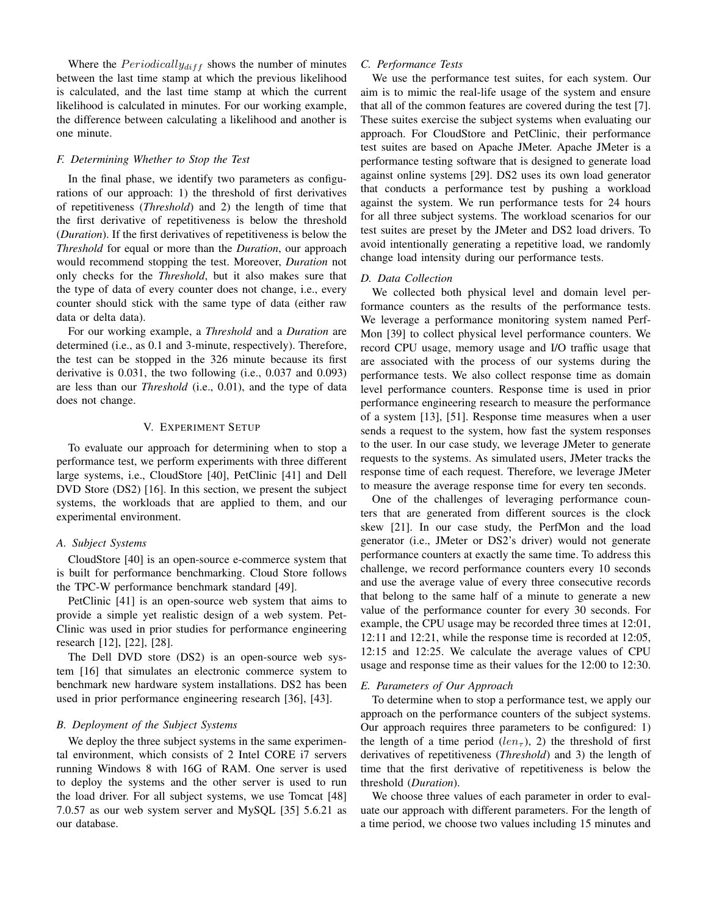Where the $Periodically_{diff}$ shows the number of minutes between the last time stamp at which the previous likelihood is calculated, and the last time stamp at which the current likelihood is calculated in minutes. For our working example, the difference between calculating a likelihood and another is one minute.

### F. Determining Whether to Stop the Test

In the final phase, we identify two parameters as configurations of our approach: 1) the threshold of first derivatives of repetitiveness (*Threshold*) and 2) the length of time that the first derivative of repetitiveness is below the threshold (*Duration*). If the first derivatives of repetitiveness is below the *Threshold* for equal or more than the *Duration*, our approach would recommend stopping the test. Moreover, *Duration* not only checks for the *Threshold*, but it also makes sure that the type of data of every counter does not change, i.e., every counter should stick with the same type of data (either raw data or delta data).

For our working example, a *Threshold* and a *Duration* are determined (i.e., as 0.1 and 3-minute, respectively). Therefore, the test can be stopped in the 326 minute because its first derivative is 0.031, the two following (i.e., 0.037 and 0.093) are less than our *Threshold* (i.e., 0.01), and the type of data does not change.

## V. Experiment Setup

To evaluate our approach for determining when to stop a performance test, we perform experiments with three different large systems, i.e., CloudStore [40], PetClinic [41] and Dell DVD Store (DS2) [16]. In this section, we present the subject systems, the workloads that are applied to them, and our experimental environment.

### A. Subject Systems

CloudStore [40] is an open-source e-commerce system that is built for performance benchmarking. Cloud Store follows the TPC-W performance benchmark standard [49].

PetClinic [41] is an open-source web system that aims to provide a simple yet realistic design of a web system. PetClinic was used in prior studies for performance engineering research [12], [22], [28].

The Dell DVD store (DS2) is an open-source web system [16] that simulates an electronic commerce system to benchmark new hardware system installations. DS2 has been used in prior performance engineering research [36], [43].

### B. Deployment of the Subject Systems

We deploy the three subject systems in the same experimental environment, which consists of 2 Intel CORE i7 servers running Windows 8 with 16G of RAM. One server is used to deploy the systems and the other server is used to run the load driver. For all subject systems, we use Tomcat [48] 7.0.57 as our web system server and MySQL [35] 5.6.21 as our database.

### C. Performance Tests

We use the performance test suites, for each system. Our aim is to mimic the real-life usage of the system and ensure that all of the common features are covered during the test [7]. These suites exercise the subject systems when evaluating our approach. For CloudStore and PetClinic, their performance test suites are based on Apache JMeter. Apache JMeter is a performance testing software that is designed to generate load against online systems [29]. DS2 uses its own load generator that conducts a performance test by pushing a workload against the system. We run performance tests for 24 hours for all three subject systems. The workload scenarios for our test suites are preset by the JMeter and DS2 load drivers. To avoid intentionally generating a repetitive load, we randomly change load intensity during our performance tests.

### D. Data Collection

We collected both physical level and domain level performance counters as the results of the performance tests. We leverage a performance monitoring system named PerfMon [39] to collect physical level performance counters. We record CPU usage, memory usage and I/O traffic usage that are associated with the process of our systems during the performance tests. We also collect response time as domain level performance counters. Response time is used in prior performance engineering research to measure the performance of a system [13], [51]. Response time measures when a user sends a request to the system, how fast the system responses to the user. In our case study, we leverage JMeter to generate requests to the systems. As simulated users, JMeter tracks the response time of each request. Therefore, we leverage JMeter to measure the average response time for every ten seconds.

One of the challenges of leveraging performance counters that are generated from different sources is the clock skew [21]. In our case study, the PerfMon and the load generator (i.e., JMeter or DS2's driver) would not generate performance counters at exactly the same time. To address this challenge, we record performance counters every 10 seconds and use the average value of every three consecutive records that belong to the same half of a minute to generate a new value of the performance counter for every 30 seconds. For example, the CPU usage may be recorded three times at 12:01, 12:11 and 12:21, while the response time is recorded at 12:05, 12:15 and 12:25. We calculate the average values of CPU usage and response time as their values for the 12:00 to 12:30.

### E. Parameters of Our Approach

To determine when to stop a performance test, we apply our approach on the performance counters of the subject systems. Our approach requires three parameters to be configured: 1) the length of a time period ($len_{\tau}$), 2) the threshold of first derivatives of repetitiveness (*Threshold*) and 3) the length of time that the first derivative of repetitiveness is below the threshold (*Duration*).

We choose three values of each parameter in order to evaluate our approach with different parameters. For the length of a time period, we choose two values including 15 minutes and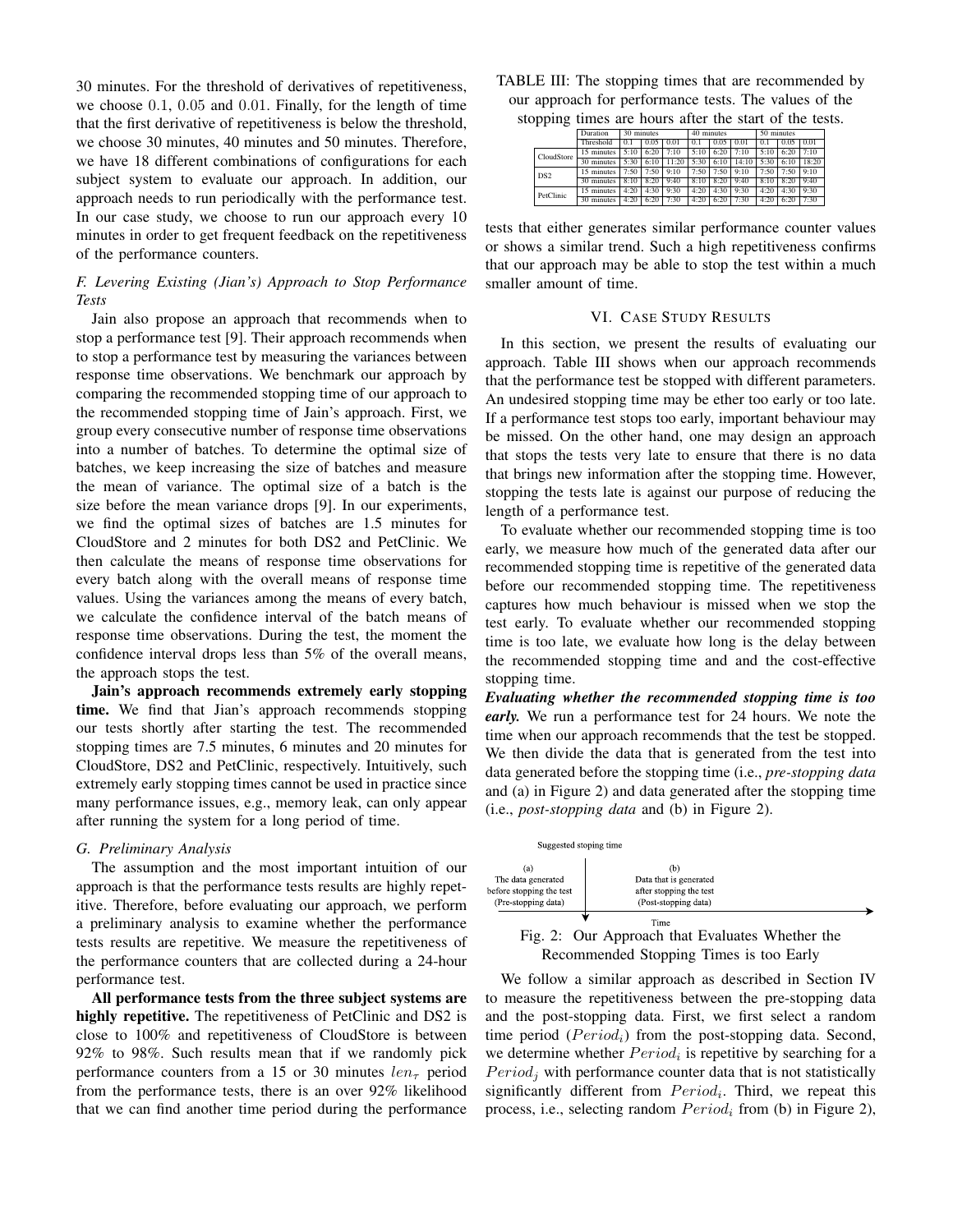30 minutes. For the threshold of derivatives of repetitiveness, we choose 0.1, 0.05 and 0.01. Finally, for the length of time that the first derivative of repetitiveness is below the threshold, we choose 30 minutes, 40 minutes and 50 minutes. Therefore, we have 18 different combinations of configurations for each subject system to evaluate our approach. In addition, our approach needs to run periodically with the performance test. In our case study, we choose to run our approach every 10 minutes in order to get frequent feedback on the repetitiveness of the performance counters.

### *F. Levering Existing (Jian's) Approach to Stop Performance Tests*

Jain also propose an approach that recommends when to stop a performance test [9]. Their approach recommends when to stop a performance test by measuring the variances between response time observations. We benchmark our approach by comparing the recommended stopping time of our approach to the recommended stopping time of Jain's approach. First, we group every consecutive number of response time observations into a number of batches. To determine the optimal size of batches, we keep increasing the size of batches and measure the mean of variance. The optimal size of a batch is the size before the mean variance drops [9]. In our experiments, we find the optimal sizes of batches are 1.5 minutes for CloudStore and 2 minutes for both DS2 and PetClinic. We then calculate the means of response time observations for every batch along with the overall means of response time values. Using the variances among the means of every batch, we calculate the confidence interval of the batch means of response time observations. During the test, the moment the confidence interval drops less than 5% of the overall means, the approach stops the test.

**Jain's approach recommends extremely early stopping time.** We find that Jian's approach recommends stopping our tests shortly after starting the test. The recommended stopping times are 7.5 minutes, 6 minutes and 20 minutes for CloudStore, DS2 and PetClinic, respectively. Intuitively, such extremely early stopping times cannot be used in practice since many performance issues, e.g., memory leak, can only appear after running the system for a long period of time.

### *G. Preliminary Analysis*

The assumption and the most important intuition of our approach is that the performance tests results are highly repetitive. Therefore, before evaluating our approach, we perform a preliminary analysis to examine whether the performance tests results are repetitive. We measure the repetitiveness of the performance counters that are collected during a 24-hour performance test.

**All performance tests from the three subject systems are highly repetitive.** The repetitiveness of PetClinic and DS2 is close to 100% and repetitiveness of CloudStore is between 92% to 98%. Such results mean that if we randomly pick performance counters from a 15 or 30 minutes $len_\tau$ period from the performance tests, there is an over 92% likelihood that we can find another time period during the performance tests that either generates similar performance counter values or shows a similar trend. Such a high repetitiveness confirms that our approach may be able to stop the test within a much smaller amount of time.

TABLE III: The stopping times that are recommended by our approach for performance tests. The values of the stopping times are hours after the start of the tests.

| | Duration | 30 minutes | | | 40 minutes | | | 50 minutes | | |
|---|---|---|---|---|---|---|---|---|---|---|
| | Threshold | 0.1 | 0.05 | 0.01 | 0.1 | 0.05 | 0.01 | 0.1 | 0.05 | 0.01 |
| CloudStore | 15 minutes | 5:10 | 6:20 | 7:10 | 5:10 | 6:20 | 7:10 | 5:10 | 6:20 | 7:10 |
| | 30 minutes | 5:30 | 6:10 | 11:20 | 5:30 | 6:10 | 14:10 | 5:30 | 6:10 | 18:20 |
| DS2 | 15 minutes | 7:50 | 7:50 | 9:10 | 7:50 | 7:50 | 9:10 | 7:50 | 7:50 | 9:10 |
| | 30 minutes | 8:10 | 8:20 | 9:40 | 8:10 | 8:20 | 9:40 | 8:10 | 8:20 | 9:40 |
| PetClinic | 15 minutes | 4:20 | 4:30 | 9:30 | 4:20 | 4:30 | 9:30 | 4:20 | 4:30 | 9:30 |
| | 30 minutes | 4:20 | 6:20 | 7:30 | 4:20 | 6:20 | 7:30 | 4:20 | 6:20 | 7:30 |

## VI. Case Study Results

In this section, we present the results of evaluating our approach. Table III shows when our approach recommends that the performance test be stopped with different parameters. An undesired stopping time may be ether too early or too late. If a performance test stops too early, important behaviour may be missed. On the other hand, one may design an approach that stops the tests very late to ensure that there is no data that brings new information after the stopping time. However, stopping the tests late is against our purpose of reducing the length of a performance test.

To evaluate whether our recommended stopping time is too early, we measure how much of the generated data after our recommended stopping time is repetitive of the generated data before our recommended stopping time. The repetitiveness captures how much behaviour is missed when we stop the test early. To evaluate whether our recommended stopping time is too late, we evaluate how long is the delay between the recommended stopping time and and the cost-effective stopping time.

***Evaluating whether the recommended stopping time is too early.*** We run a performance test for 24 hours. We note the time when our approach recommends that the test be stopped. We then divide the data that is generated from the test into data generated before the stopping time (i.e., *pre-stopping data* and (a) in Figure 2) and data generated after the stopping time (i.e., *post-stopping data* and (b) in Figure 2).

Suggested stoping time

(a) The data generated before stopping the test (Pre-stopping data)

(b) Data that is generated after stopping the test (Post-stopping data)

Time

Fig. 2: Our Approach that Evaluates Whether the Recommended Stopping Times is too Early

We follow a similar approach as described in Section IV to measure the repetitiveness between the pre-stopping data and the post-stopping data. First, we first select a random time period ($Period_i$) from the post-stopping data. Second, we determine whether $Period_i$ is repetitive by searching for a $Period_j$ with performance counter data that is not statistically significantly different from $Period_i$. Third, we repeat this process, i.e., selecting random $Period_i$ from (b) in Figure 2),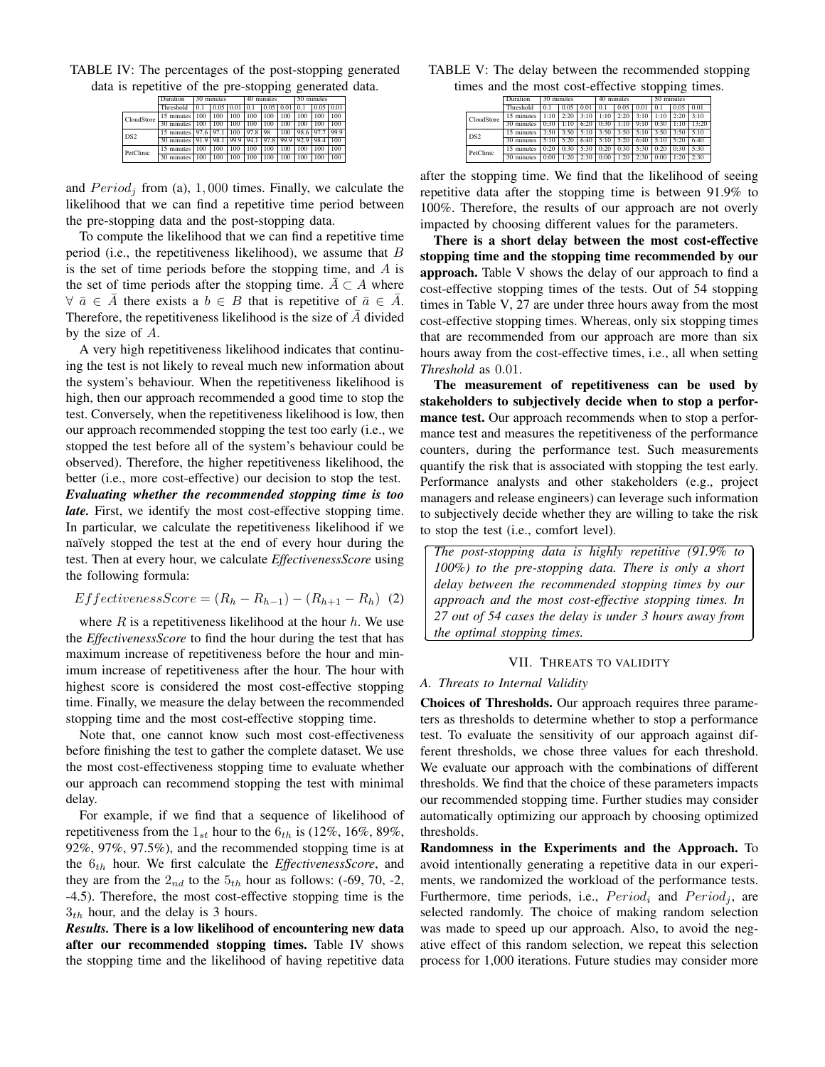TABLE IV: The percentages of the post-stopping generated data is repetitive of the pre-stopping generated data.

| | Duration | 30 minutes | | | 40 minutes | | | 50 minutes | | |
|---|---|---|---|---|---|---|---|---|---|---|
| | Threshold | 0.1 | 0.05 | 0.01 | 0.1 | 0.05 | 0.01 | 0.1 | 0.05 | 0.01 |
| CloudStore | 15 minutes | 100 | 100 | 100 | 100 | 100 | 100 | 100 | 100 | 100 |
| | 30 minutes | 100 | 100 | 100 | 100 | 100 | 100 | 100 | 100 | 100 |
| DS2 | 15 minutes | 97.6 | 97.1 | 100 | 97.8 | 98 | 100 | 98.6 | 97.7 | 99.9 |
| | 30 minutes | 91.9 | 98.1 | 99.9 | 94.1 | 97.8 | 99.9 | 92.9 | 98.4 | 100 |
| PetClinic | 15 minutes | 100 | 100 | 100 | 100 | 100 | 100 | 100 | 100 | 100 |
| | 30 minutes | 100 | 100 | 100 | 100 | 100 | 100 | 100 | 100 | 100 |

TABLE V: The delay between the recommended stopping times and the most cost-effective stopping times.

| | Duration | 30 minutes | | | 40 minutes | | | 50 minutes | | |
|---|---|---|---|---|---|---|---|---|---|---|
| | Threshold | 0.1 | 0.05 | 0.01 | 0.1 | 0.05 | 0.01 | 0.1 | 0.05 | 0.01 |
| CloudStore | 15 minutes | 1:10 | 2:20 | 3:10 | 1:10 | 2:20 | 3:10 | 1:10 | 2:20 | 3:10 |
| | 30 minutes | 0:30 | 1:10 | 6:20 | 0:30 | 1:10 | 9:10 | 0:30 | 1:10 | 13:20 |
| DS2 | 15 minutes | 3:50 | 3:50 | 5:10 | 3:50 | 3:50 | 5:10 | 3:50 | 3:50 | 5:10 |
| | 30 minutes | 5:10 | 5:20 | 6:40 | 5:10 | 5:20 | 6:40 | 5:10 | 5:20 | 6:40 |
| PetClinic | 15 minutes | 0:20 | 0:30 | 5:30 | 0:20 | 0:30 | 5:30 | 0:20 | 0:30 | 5:30 |
| | 30 minutes | 0:00 | 1:20 | 2:30 | 0:00 | 1:20 | 2:30 | 0:00 | 1:20 | 2:30 |

and $Period_j$ from (a), 1,000 times. Finally, we calculate the likelihood that we can find a repetitive time period between the pre-stopping data and the post-stopping data.

To compute the likelihood that we can find a repetitive time period (i.e., the repetitiveness likelihood), we assume that $B$ is the set of time periods before the stopping time, and $A$ is the set of time periods after the stopping time. $\bar{A} \subset A$ where $\forall\ \bar{a} \in \bar{A}$ there exists a $b \in B$ that is repetitive of $\bar{a} \in \bar{A}$. Therefore, the repetitiveness likelihood is the size of $\bar{A}$ divided by the size of $A$.

A very high repetitiveness likelihood indicates that continuing the test is not likely to reveal much new information about the system's behaviour. When the repetitiveness likelihood is high, then our approach recommended a good time to stop the test. Conversely, when the repetitiveness likelihood is low, then our approach recommended stopping the test too early (i.e., we stopped the test before all of the system's behaviour could be observed). Therefore, the higher repetitiveness likelihood, the better (i.e., more cost-effective) our decision to stop the test.

***Evaluating whether the recommended stopping time is too late.*** First, we identify the most cost-effective stopping time. In particular, we calculate the repetitiveness likelihood if we naïvely stopped the test at the end of every hour during the test. Then at every hour, we calculate *EffectivenessScore* using the following formula:

$$EffectivenessScore = (R_h - R_{h-1}) - (R_{h+1} - R_h) \quad (2)$$

where $R$ is a repetitiveness likelihood at the hour $h$. We use the *EffectivenessScore* to find the hour during the test that has maximum increase of repetitiveness before the hour and minimum increase of repetitiveness after the hour. The hour with highest score is considered the most cost-effective stopping time. Finally, we measure the delay between the recommended stopping time and the most cost-effective stopping time.

Note that, one cannot know such most cost-effectiveness before finishing the test to gather the complete dataset. We use the most cost-effectiveness stopping time to evaluate whether our approach can recommend stopping the test with minimal delay.

For example, if we find that a sequence of likelihood of repetitiveness from the $1_{st}$ hour to the $6_{th}$ is (12%, 16%, 89%, 92%, 97%, 97.5%), and the recommended stopping time is at the $6_{th}$ hour. We first calculate the *EffectivenessScore*, and they are from the $2_{nd}$ to the $5_{th}$ hour as follows: (-69, 70, -2, -4.5). Therefore, the most cost-effective stopping time is the $3_{th}$ hour, and the delay is 3 hours.

***Results.*** **There is a low likelihood of encountering new data after our recommended stopping times.** Table IV shows the stopping time and the likelihood of having repetitive data after the stopping time. We find that the likelihood of seeing repetitive data after the stopping time is between 91.9% to 100%. Therefore, the results of our approach are not overly impacted by choosing different values for the parameters.

**There is a short delay between the most cost-effective stopping time and the stopping time recommended by our approach.** Table V shows the delay of our approach to find a cost-effective stopping times of the tests. Out of 54 stopping times in Table V, 27 are under three hours away from the most cost-effective stopping times. Whereas, only six stopping times that are recommended from our approach are more than six hours away from the cost-effective times, i.e., all when setting *Threshold* as 0.01.

**The measurement of repetitiveness can be used by stakeholders to subjectively decide when to stop a performance test.** Our approach recommends when to stop a performance test and measures the repetitiveness of the performance counters, during the performance test. Such measurements quantify the risk that is associated with stopping the test early. Performance analysts and other stakeholders (e.g., project managers and release engineers) can leverage such information to subjectively decide whether they are willing to take the risk to stop the test (i.e., comfort level).

> *The post-stopping data is highly repetitive (91.9% to 100%) to the pre-stopping data. There is only a short delay between the recommended stopping times by our approach and the most cost-effective stopping times. In 27 out of 54 cases the delay is under 3 hours away from the optimal stopping times.*

## VII. Threats to Validity

### A. Threats to Internal Validity

**Choices of Thresholds.** Our approach requires three parameters as thresholds to determine whether to stop a performance test. To evaluate the sensitivity of our approach against different thresholds, we chose three values for each threshold. We evaluate our approach with the combinations of different thresholds. We find that the choice of these parameters impacts our recommended stopping time. Further studies may consider automatically optimizing our approach by choosing optimized thresholds.

**Randomness in the Experiments and the Approach.** To avoid intentionally generating a repetitive data in our experiments, we randomized the workload of the performance tests. Furthermore, time periods, i.e., $Period_i$ and $Period_j$, are selected randomly. The choice of making random selection was made to speed up our approach. Also, to avoid the negative effect of this random selection, we repeat this selection process for 1,000 iterations. Future studies may consider more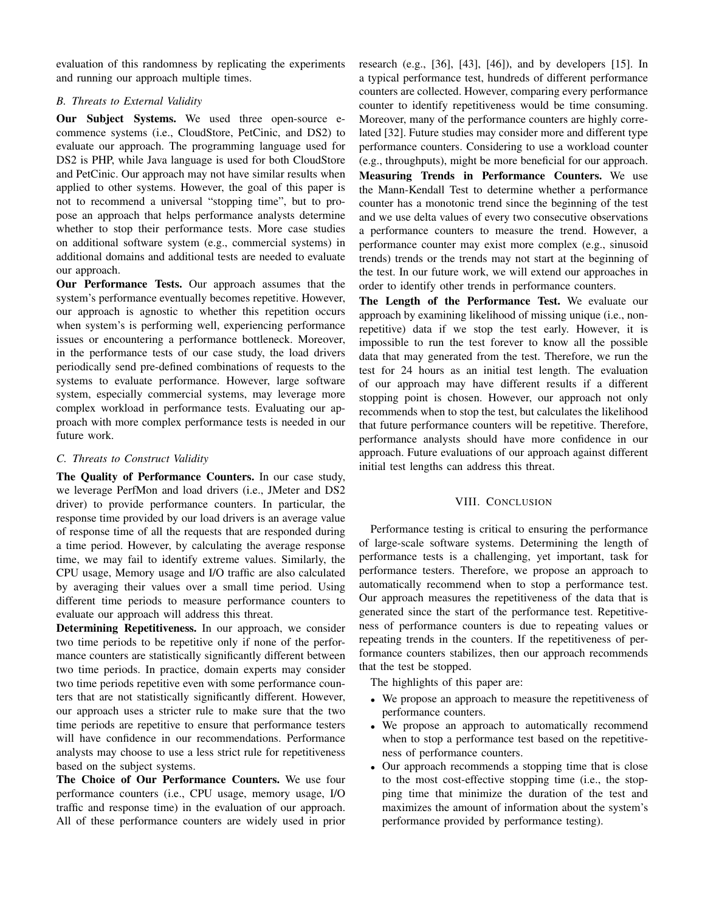evaluation of this randomness by replicating the experiments and running our approach multiple times.

### B. Threats to External Validity

**Our Subject Systems.** We used three open-source e-commerce systems (i.e., CloudStore, PetCinic, and DS2) to evaluate our approach. The programming language used for DS2 is PHP, while Java language is used for both CloudStore and PetCinic. Our approach may not have similar results when applied to other systems. However, the goal of this paper is not to recommend a universal "stopping time", but to propose an approach that helps performance analysts determine whether to stop their performance tests. More case studies on additional software system (e.g., commercial systems) in additional domains and additional tests are needed to evaluate our approach.

**Our Performance Tests.** Our approach assumes that the system's performance eventually becomes repetitive. However, our approach is agnostic to whether this repetition occurs when system's is performing well, experiencing performance issues or encountering a performance bottleneck. Moreover, in the performance tests of our case study, the load drivers periodically send pre-defined combinations of requests to the systems to evaluate performance. However, large software system, especially commercial systems, may leverage more complex workload in performance tests. Evaluating our approach with more complex performance tests is needed in our future work.

### C. Threats to Construct Validity

**The Quality of Performance Counters.** In our case study, we leverage PerfMon and load drivers (i.e., JMeter and DS2 driver) to provide performance counters. In particular, the response time provided by our load drivers is an average value of response time of all the requests that are responded during a time period. However, by calculating the average response time, we may fail to identify extreme values. Similarly, the CPU usage, Memory usage and I/O traffic are also calculated by averaging their values over a small time period. Using different time periods to measure performance counters to evaluate our approach will address this threat.

**Determining Repetitiveness.** In our approach, we consider two time periods to be repetitive only if none of the performance counters are statistically significantly different between two time periods. In practice, domain experts may consider two time periods repetitive even with some performance counters that are not statistically significantly different. However, our approach uses a stricter rule to make sure that the two time periods are repetitive to ensure that performance testers will have confidence in our recommendations. Performance analysts may choose to use a less strict rule for repetitiveness based on the subject systems.

**The Choice of Our Performance Counters.** We use four performance counters (i.e., CPU usage, memory usage, I/O traffic and response time) in the evaluation of our approach. All of these performance counters are widely used in prior research (e.g., [36], [43], [46]), and by developers [15]. In a typical performance test, hundreds of different performance counters are collected. However, comparing every performance counter to identify repetitiveness would be time consuming. Moreover, many of the performance counters are highly correlated [32]. Future studies may consider more and different type performance counters. Considering to use a workload counter (e.g., throughputs), might be more beneficial for our approach.

**Measuring Trends in Performance Counters.** We use the Mann-Kendall Test to determine whether a performance counter has a monotonic trend since the beginning of the test and we use delta values of every two consecutive observations a performance counters to measure the trend. However, a performance counter may exist more complex (e.g., sinusoid trends) trends or the trends may not start at the beginning of the test. In our future work, we will extend our approaches in order to identify other trends in performance counters.

**The Length of the Performance Test.** We evaluate our approach by examining likelihood of missing unique (i.e., non-repetitive) data if we stop the test early. However, it is impossible to run the test forever to know all the possible data that may generated from the test. Therefore, we run the test for 24 hours as an initial test length. The evaluation of our approach may have different results if a different stopping point is chosen. However, our approach not only recommends when to stop the test, but calculates the likelihood that future performance counters will be repetitive. Therefore, performance analysts should have more confidence in our approach. Future evaluations of our approach against different initial test lengths can address this threat.

## VIII. Conclusion

Performance testing is critical to ensuring the performance of large-scale software systems. Determining the length of performance tests is a challenging, yet important, task for performance testers. Therefore, we propose an approach to automatically recommend when to stop a performance test. Our approach measures the repetitiveness of the data that is generated since the start of the performance test. Repetitiveness of performance counters is due to repeating values or repeating trends in the counters. If the repetitiveness of performance counters stabilizes, then our approach recommends that the test be stopped.

The highlights of this paper are:

- We propose an approach to measure the repetitiveness of performance counters.
- We propose an approach to automatically recommend when to stop a performance test based on the repetitiveness of performance counters.
- Our approach recommends a stopping time that is close to the most cost-effective stopping time (i.e., the stopping time that minimize the duration of the test and maximizes the amount of information about the system's performance provided by performance testing).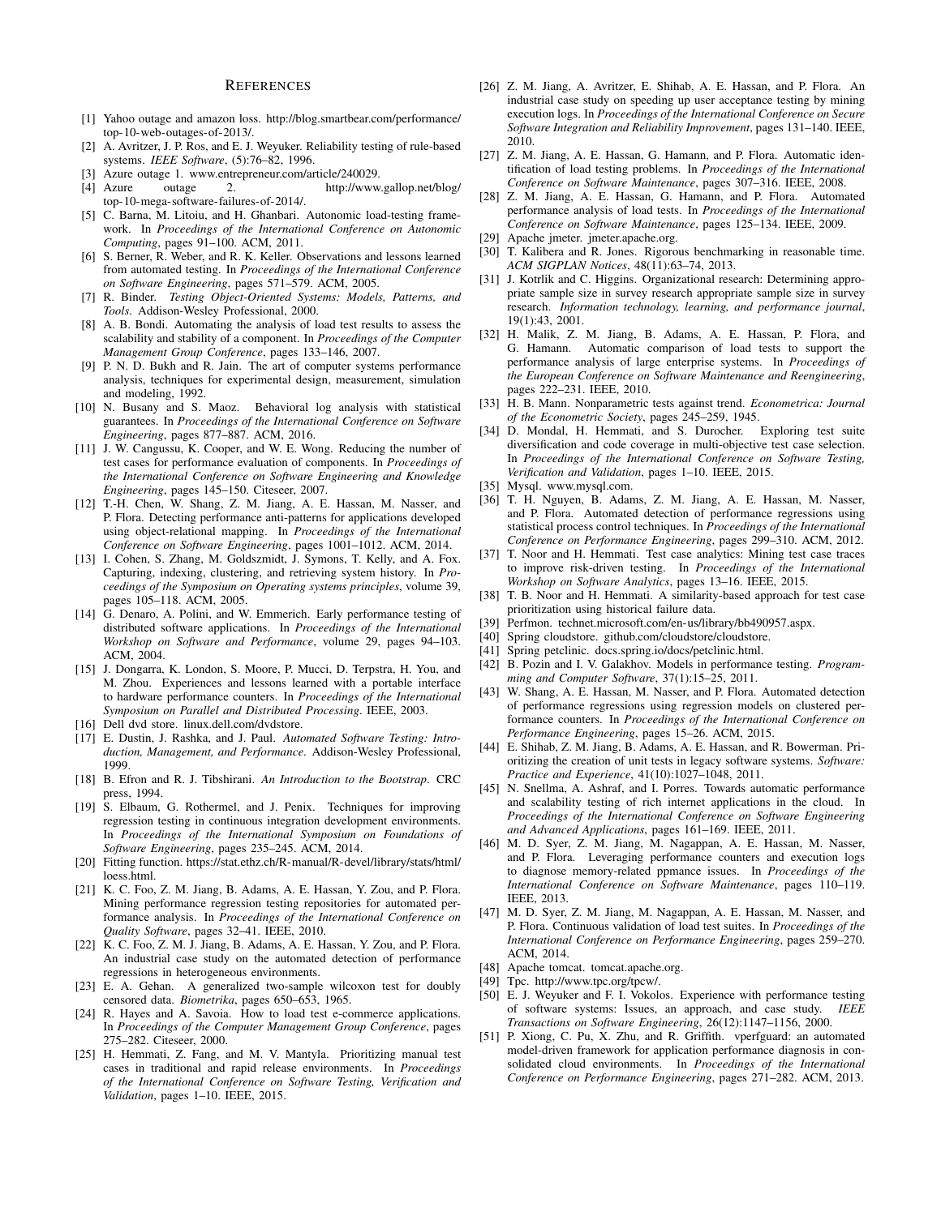## References

[1] Yahoo outage and amazon loss. http://blog.smartbear.com/performance/top-10-web-outages-of-2013/.

[2] A. Avritzer, J. P. Ros, and E. J. Weyuker. Reliability testing of rule-based systems. *IEEE Software*, (5):76–82, 1996.

[3] Azure outage 1. www.entrepreneur.com/article/240029.

[4] Azure outage 2. http://www.gallop.net/blog/top-10-mega-software-failures-of-2014/.

[5] C. Barna, M. Litoiu, and H. Ghanbari. Autonomic load-testing framework. In *Proceedings of the International Conference on Autonomic Computing*, pages 91–100. ACM, 2011.

[6] S. Berner, R. Weber, and R. K. Keller. Observations and lessons learned from automated testing. In *Proceedings of the International Conference on Software Engineering*, pages 571–579. ACM, 2005.

[7] R. Binder. *Testing Object-Oriented Systems: Models, Patterns, and Tools*. Addison-Wesley Professional, 2000.

[8] A. B. Bondi. Automating the analysis of load test results to assess the scalability and stability of a component. In *Proceedings of the Computer Management Group Conference*, pages 133–146, 2007.

[9] P. N. D. Bukh and R. Jain. The art of computer systems performance analysis, techniques for experimental design, measurement, simulation and modeling, 1992.

[10] N. Busany and S. Maoz. Behavioral log analysis with statistical guarantees. In *Proceedings of the International Conference on Software Engineering*, pages 877–887. ACM, 2016.

[11] J. W. Cangussu, K. Cooper, and W. E. Wong. Reducing the number of test cases for performance evaluation of components. In *Proceedings of the International Conference on Software Engineering and Knowledge Engineering*, pages 145–150. Citeseer, 2007.

[12] T.-H. Chen, W. Shang, Z. M. Jiang, A. E. Hassan, M. Nasser, and P. Flora. Detecting performance anti-patterns for applications developed using object-relational mapping. In *Proceedings of the International Conference on Software Engineering*, pages 1001–1012. ACM, 2014.

[13] I. Cohen, S. Zhang, M. Goldszmidt, J. Symons, T. Kelly, and A. Fox. Capturing, indexing, clustering, and retrieving system history. In *Proceedings of the Symposium on Operating systems principles*, volume 39, pages 105–118. ACM, 2005.

[14] G. Denaro, A. Polini, and W. Emmerich. Early performance testing of distributed software applications. In *Proceedings of the International Workshop on Software and Performance*, volume 29, pages 94–103. ACM, 2004.

[15] J. Dongarra, K. London, S. Moore, P. Mucci, D. Terpstra, H. You, and M. Zhou. Experiences and lessons learned with a portable interface to hardware performance counters. In *Proceedings of the International Symposium on Parallel and Distributed Processing*. IEEE, 2003.

[16] Dell dvd store. linux.dell.com/dvdstore.

[17] E. Dustin, J. Rashka, and J. Paul. *Automated Software Testing: Introduction, Management, and Performance*. Addison-Wesley Professional, 1999.

[18] B. Efron and R. J. Tibshirani. *An Introduction to the Bootstrap*. CRC press, 1994.

[19] S. Elbaum, G. Rothermel, and J. Penix. Techniques for improving regression testing in continuous integration development environments. In *Proceedings of the International Symposium on Foundations of Software Engineering*, pages 235–245. ACM, 2014.

[20] Fitting function. https://stat.ethz.ch/R-manual/R-devel/library/stats/html/loess.html.

[21] K. C. Foo, Z. M. Jiang, B. Adams, A. E. Hassan, Y. Zou, and P. Flora. Mining performance regression testing repositories for automated performance analysis. In *Proceedings of the International Conference on Quality Software*, pages 32–41. IEEE, 2010.

[22] K. C. Foo, Z. M. J. Jiang, B. Adams, A. E. Hassan, Y. Zou, and P. Flora. An industrial case study on the automated detection of performance regressions in heterogeneous environments.

[23] E. A. Gehan. A generalized two-sample wilcoxon test for doubly censored data. *Biometrika*, pages 650–653, 1965.

[24] R. Hayes and A. Savoia. How to load test e-commerce applications. In *Proceedings of the Computer Management Group Conference*, pages 275–282. Citeseer, 2000.

[25] H. Hemmati, Z. Fang, and M. V. Mantyla. Prioritizing manual test cases in traditional and rapid release environments. In *Proceedings of the International Conference on Software Testing, Verification and Validation*, pages 1–10. IEEE, 2015.

[26] Z. M. Jiang, A. Avritzer, E. Shihab, A. E. Hassan, and P. Flora. An industrial case study on speeding up user acceptance testing by mining execution logs. In *Proceedings of the International Conference on Secure Software Integration and Reliability Improvement*, pages 131–140. IEEE, 2010.

[27] Z. M. Jiang, A. E. Hassan, G. Hamann, and P. Flora. Automatic identification of load testing problems. In *Proceedings of the International Conference on Software Maintenance*, pages 307–316. IEEE, 2008.

[28] Z. M. Jiang, A. E. Hassan, G. Hamann, and P. Flora. Automated performance analysis of load tests. In *Proceedings of the International Conference on Software Maintenance*, pages 125–134. IEEE, 2009.

[29] Apache jmeter. jmeter.apache.org.

[30] T. Kalibera and R. Jones. Rigorous benchmarking in reasonable time. *ACM SIGPLAN Notices*, 48(11):63–74, 2013.

[31] J. Kotrlik and C. Higgins. Organizational research: Determining appropriate sample size in survey research appropriate sample size in survey research. *Information technology, learning, and performance journal*, 19(1):43, 2001.

[32] H. Malik, Z. M. Jiang, B. Adams, A. E. Hassan, P. Flora, and G. Hamann. Automatic comparison of load tests to support the performance analysis of large enterprise systems. In *Proceedings of the European Conference on Software Maintenance and Reengineering*, pages 222–231. IEEE, 2010.

[33] H. B. Mann. Nonparametric tests against trend. *Econometrica: Journal of the Econometric Society*, pages 245–259, 1945.

[34] D. Mondal, H. Hemmati, and S. Durocher. Exploring test suite diversification and code coverage in multi-objective test case selection. In *Proceedings of the International Conference on Software Testing, Verification and Validation*, pages 1–10. IEEE, 2015.

[35] Mysql. www.mysql.com.

[36] T. H. Nguyen, B. Adams, Z. M. Jiang, A. E. Hassan, M. Nasser, and P. Flora. Automated detection of performance regressions using statistical process control techniques. In *Proceedings of the International Conference on Performance Engineering*, pages 299–310. ACM, 2012.

[37] T. Noor and H. Hemmati. Test case analytics: Mining test case traces to improve risk-driven testing. In *Proceedings of the International Workshop on Software Analytics*, pages 13–16. IEEE, 2015.

[38] T. B. Noor and H. Hemmati. A similarity-based approach for test case prioritization using historical failure data.

[39] Perfmon. technet.microsoft.com/en-us/library/bb490957.aspx.

[40] Spring cloudstore. github.com/cloudstore/cloudstore.

[41] Spring petclinic. docs.spring.io/docs/petclinic.html.

[42] B. Pozin and I. V. Galakhov. Models in performance testing. *Programming and Computer Software*, 37(1):15–25, 2011.

[43] W. Shang, A. E. Hassan, M. Nasser, and P. Flora. Automated detection of performance regressions using regression models on clustered performance counters. In *Proceedings of the International Conference on Performance Engineering*, pages 15–26. ACM, 2015.

[44] E. Shihab, Z. M. Jiang, B. Adams, A. E. Hassan, and R. Bowerman. Prioritizing the creation of unit tests in legacy software systems. *Software: Practice and Experience*, 41(10):1027–1048, 2011.

[45] N. Snellma, A. Ashraf, and I. Porres. Towards automatic performance and scalability testing of rich internet applications in the cloud. In *Proceedings of the International Conference on Software Engineering and Advanced Applications*, pages 161–169. IEEE, 2011.

[46] M. D. Syer, Z. M. Jiang, M. Nagappan, A. E. Hassan, M. Nasser, and P. Flora. Leveraging performance counters and execution logs to diagnose memory-related ppmance issues. In *Proceedings of the International Conference on Software Maintenance*, pages 110–119. IEEE, 2013.

[47] M. D. Syer, Z. M. Jiang, M. Nagappan, A. E. Hassan, M. Nasser, and P. Flora. Continuous validation of load test suites. In *Proceedings of the International Conference on Performance Engineering*, pages 259–270. ACM, 2014.

[48] Apache tomcat. tomcat.apache.org.

[49] Tpc. http://www.tpc.org/tpcw/.

[50] E. J. Weyuker and F. I. Vokolos. Experience with performance testing of software systems: Issues, an approach, and case study. *IEEE Transactions on Software Engineering*, 26(12):1147–1156, 2000.

[51] P. Xiong, C. Pu, X. Zhu, and R. Griffith. vperfguard: an automated model-driven framework for application performance diagnosis in consolidated cloud environments. In *Proceedings of the International Conference on Performance Engineering*, pages 271–282. ACM, 2013.